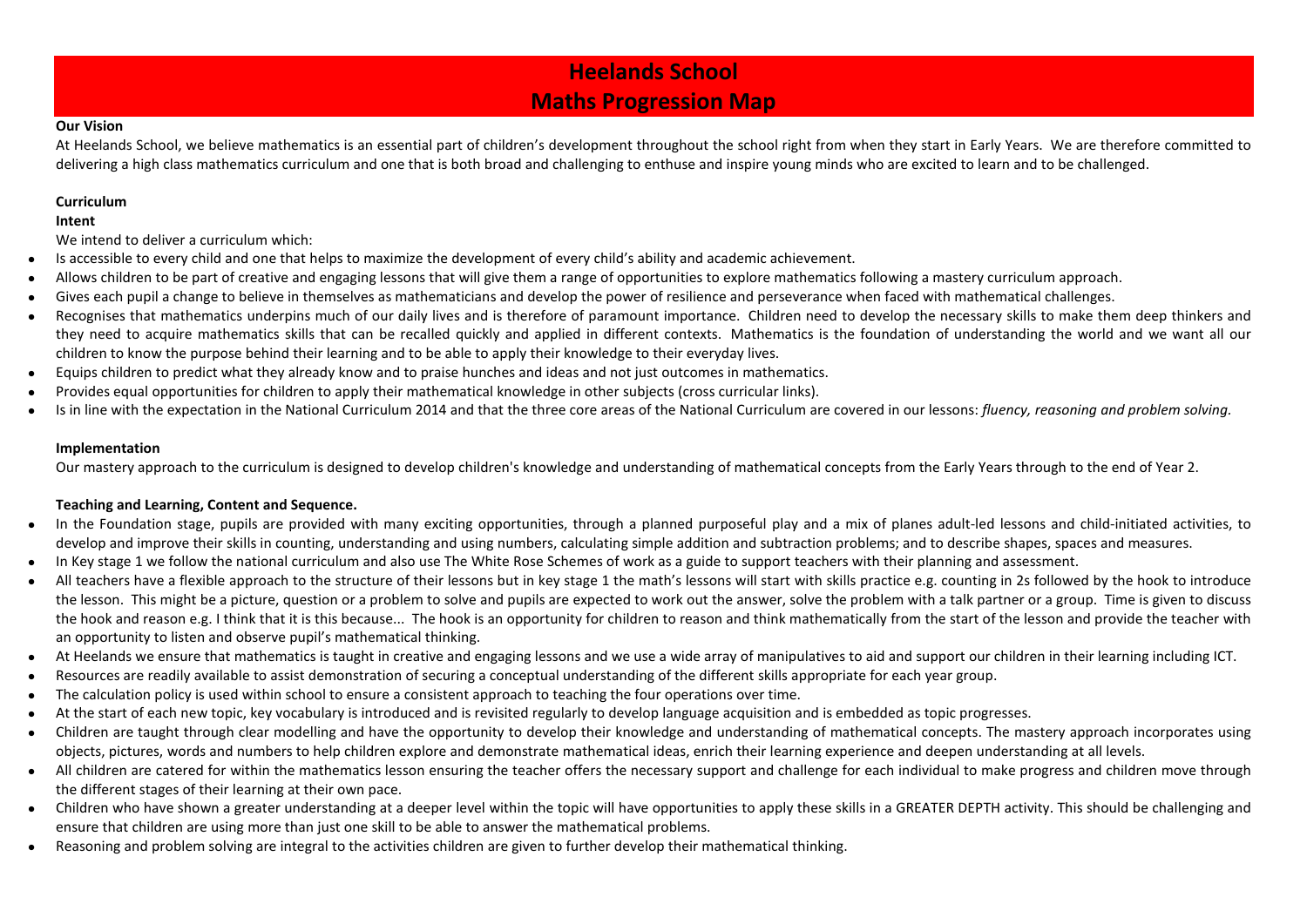# Heelands School

# Maths Progression Map

**Our Vision**

At Heelands School, we believe mathematics is an essential part of children's development throughout the school right from when they start in Early Years. We are therefore committed to delivering a high class mathematics curriculum and one that is both broad and challenging to enthuse and inspire young minds who are excited to learn and to be challenged.

**Curriculum**

**Intent**

We intend to deliver a curriculum which:

- Is accessible to every child and one that helps to maximize the development of every child's ability and academic achievement.
- Allows children to be part of creative and engaging lessons that will give them a range of opportunities to explore mathematics following a mastery curriculum approach.
- Gives each pupil a change to believe in themselves as mathematicians and develop the power of resilience and perseverance when faced with mathematical challenges.
- Recognises that mathematics underpins much of our daily lives and is therefore of paramount importance. Children need to develop the necessary skills to make them deep thinkers and they need to acquire mathematics skills that can be recalled quickly and applied in different contexts. Mathematics is the foundation of understanding the world and we want all our children to know the purpose behind their learning and to be able to apply their knowledge to their everyday lives.
- Equips children to predict what they already know and to praise hunches and ideas and not just outcomes in mathematics.
- Provides equal opportunities for children to apply their mathematical knowledge in other subjects (cross curricular links).
- Is in line with the expectation in the National Curriculum 2014 and that the three core areas of the National Curriculum are covered in our lessons: *fluency, reasoning and problem solving*.

**Implementation**

Our mastery approach to the curriculum is designed to develop children's knowledge and understanding of mathematical concepts from the Early Years through to the end of Year 2.

**Teaching and Learning, Content and Sequence.**

- In the Foundation stage, pupils are provided with many exciting opportunities, through a planned purposeful play and a mix of planes adult-led lessons and child-initiated activities, to develop and improve their skills in counting, understanding and using numbers, calculating simple addition and subtraction problems; and to describe shapes, spaces and measures.
- In Key stage 1 we follow the national curriculum and also use The White Rose Schemes of work as a guide to support teachers with their planning and assessment.
- All teachers have a flexible approach to the structure of their lessons but in key stage 1 the math's lessons will start with skills practice e.g. counting in 2s followed by the hook to introduce the lesson. This might be a picture, question or a problem to solve and pupils are expected to work out the answer, solve the problem with a talk partner or a group. Time is given to discuss the hook and reason e.g. I think that it is this because... The hook is an opportunity for children to reason and think mathematically from the start of the lesson and provide the teacher with an opportunity to listen and observe pupil's mathematical thinking.
- At Heelands we ensure that mathematics is taught in creative and engaging lessons and we use a wide array of manipulatives to aid and support our children in their learning including ICT.
- Resources are readily available to assist demonstration of securing a conceptual understanding of the different skills appropriate for each year group.
- The calculation policy is used within school to ensure a consistent approach to teaching the four operations over time.
- At the start of each new topic, key vocabulary is introduced and is revisited regularly to develop language acquisition and is embedded as topic progresses.
- Children are taught through clear modelling and have the opportunity to develop their knowledge and understanding of mathematical concepts. The mastery approach incorporates using objects, pictures, words and numbers to help children explore and demonstrate mathematical ideas, enrich their learning experience and deepen understanding at all levels.
- All children are catered for within the mathematics lesson ensuring the teacher offers the necessary support and challenge for each individual to make progress and children move through the different stages of their learning at their own pace.
- Children who have shown a greater understanding at a deeper level within the topic will have opportunities to apply these skills in a GREATER DEPTH activity. This should be challenging and ensure that children are using more than just one skill to be able to answer the mathematical problems.
- Reasoning and problem solving are integral to the activities children are given to further develop their mathematical thinking.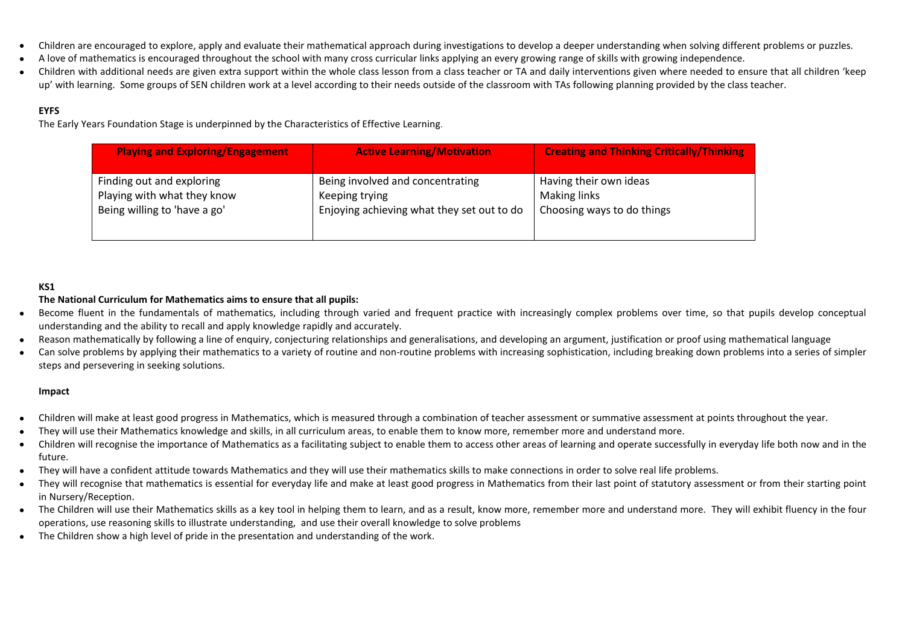- Children are encouraged to explore, apply and evaluate their mathematical approach during investigations to develop a deeper understanding when solving different problems or puzzles.
- A love of mathematics is encouraged throughout the school with many cross curricular links applying an every growing range of skills with growing independence.
- Children with additional needs are given extra support within the whole class lesson from a class teacher or TA and daily interventions given where needed to ensure that all children 'keep up' with learning. Some groups of SEN children work at a level according to their needs outside of the classroom with TAs following planning provided by the class teacher.

**EYFS**

The Early Years Foundation Stage is underpinned by the Characteristics of Effective Learning.

| Playing and Exploring/Engagement | Active Learning/Motivation | Creating and Thinking Critically/Thinking |
|---|---|---|
| Finding out and exploring<br>Playing with what they know<br>Being willing to 'have a go' | Being involved and concentrating<br>Keeping trying<br>Enjoying achieving what they set out to do | Having their own ideas<br>Making links<br>Choosing ways to do things |

**KS1**

**The National Curriculum for Mathematics aims to ensure that all pupils:**

- Become fluent in the fundamentals of mathematics, including through varied and frequent practice with increasingly complex problems over time, so that pupils develop conceptual understanding and the ability to recall and apply knowledge rapidly and accurately.
- Reason mathematically by following a line of enquiry, conjecturing relationships and generalisations, and developing an argument, justification or proof using mathematical language
- Can solve problems by applying their mathematics to a variety of routine and non-routine problems with increasing sophistication, including breaking down problems into a series of simpler steps and persevering in seeking solutions.

**Impact**

- Children will make at least good progress in Mathematics, which is measured through a combination of teacher assessment or summative assessment at points throughout the year.
- They will use their Mathematics knowledge and skills, in all curriculum areas, to enable them to know more, remember more and understand more.
- Children will recognise the importance of Mathematics as a facilitating subject to enable them to access other areas of learning and operate successfully in everyday life both now and in the future.
- They will have a confident attitude towards Mathematics and they will use their mathematics skills to make connections in order to solve real life problems.
- They will recognise that mathematics is essential for everyday life and make at least good progress in Mathematics from their last point of statutory assessment or from their starting point in Nursery/Reception.
- The Children will use their Mathematics skills as a key tool in helping them to learn, and as a result, know more, remember more and understand more. They will exhibit fluency in the four operations, use reasoning skills to illustrate understanding, and use their overall knowledge to solve problems
- The Children show a high level of pride in the presentation and understanding of the work.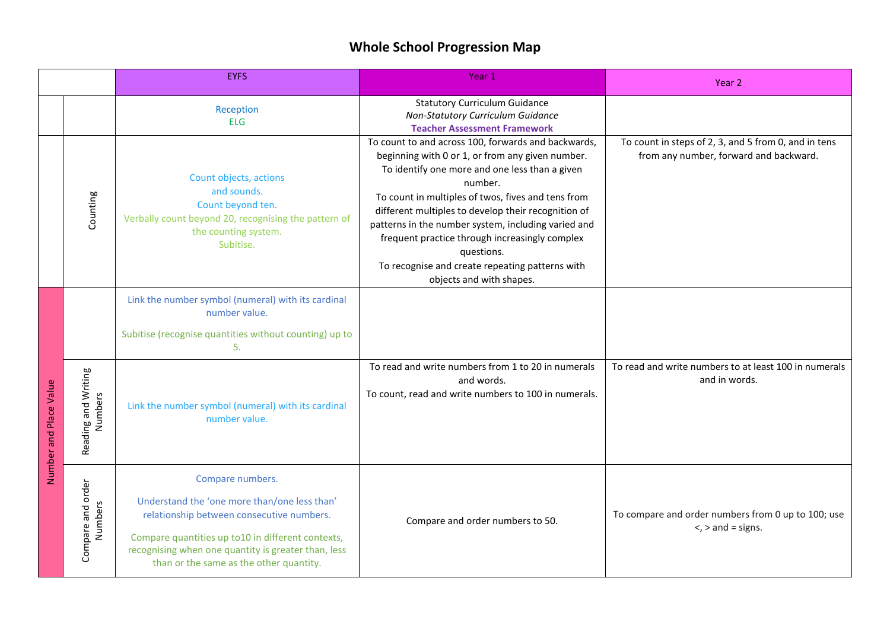# Whole School Progression Map

| | | EYFS | Year 1 | Year 2 |
|---|---|---|---|---|
| | | Reception<br>ELG | Statutory Curriculum Guidance<br>*Non-Statutory Curriculum Guidance*<br>**Teacher Assessment Framework** | |
| | Counting | Count objects, actions and sounds.<br>Count beyond ten.<br>Verbally count beyond 20, recognising the pattern of the counting system.<br>Subitise. | To count to and across 100, forwards and backwards, beginning with 0 or 1, or from any given number.<br>To identify one more and one less than a given number.<br>To count in multiples of twos, fives and tens from different multiples to develop their recognition of patterns in the number system, including varied and frequent practice through increasingly complex questions.<br>To recognise and create repeating patterns with objects and with shapes. | To count in steps of 2, 3, and 5 from 0, and in tens from any number, forward and backward. |
| Number and Place Value | | Link the number symbol (numeral) with its cardinal number value.<br><br>Subitise (recognise quantities without counting) up to 5. | | |
| Number and Place Value | Reading and Writing Numbers | Link the number symbol (numeral) with its cardinal number value. | To read and write numbers from 1 to 20 in numerals and words.<br>To count, read and write numbers to 100 in numerals. | To read and write numbers to at least 100 in numerals and in words. |
| Number and Place Value | Compare and order Numbers | Compare numbers.<br><br>Understand the 'one more than/one less than' relationship between consecutive numbers.<br><br>Compare quantities up to10 in different contexts, recognising when one quantity is greater than, less than or the same as the other quantity. | Compare and order numbers to 50. | To compare and order numbers from 0 up to 100; use <, > and = signs. |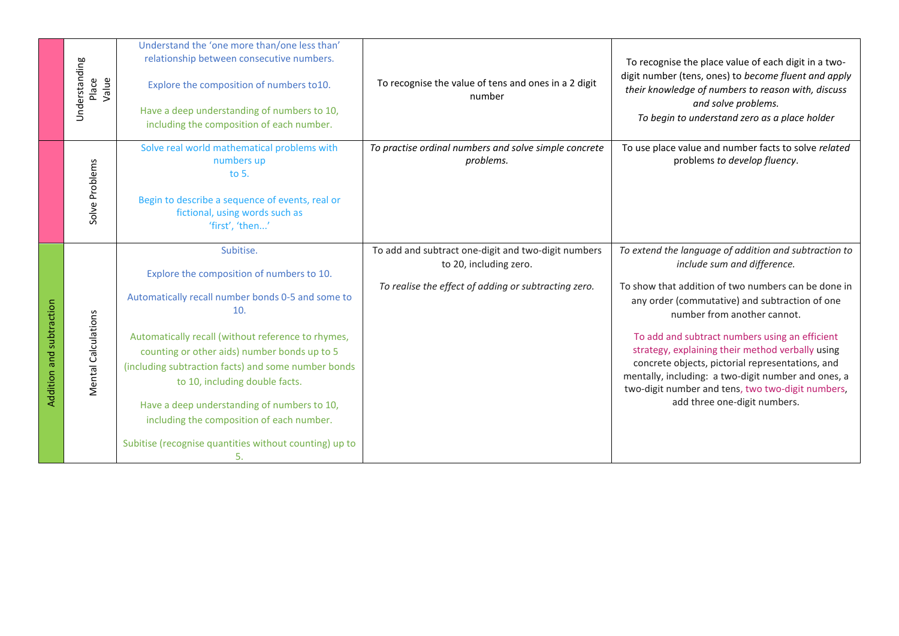| | | | | |
|---|---|---|---|---|
| | Understanding Place Value | Understand the 'one more than/one less than' relationship between consecutive numbers.<br><br>Explore the composition of numbers to10.<br><br>Have a deep understanding of numbers to 10, including the composition of each number. | To recognise the value of tens and ones in a 2 digit number | To recognise the place value of each digit in a two-digit number (tens, ones) to *become fluent and apply their knowledge of numbers to reason with, discuss and solve problems.*<br>*To begin to understand zero as a place holder* |
| | Solve Problems | Solve real world mathematical problems with numbers up to 5.<br><br>Begin to describe a sequence of events, real or fictional, using words such as 'first', 'then...' | *To practise ordinal numbers and solve simple concrete problems.* | To use place value and number facts to solve *related* problems *to develop fluency*. |
| Addition and subtraction | Mental Calculations | Subitise.<br><br>Explore the composition of numbers to 10.<br><br>Automatically recall number bonds 0-5 and some to 10.<br><br>Automatically recall (without reference to rhymes, counting or other aids) number bonds up to 5 (including subtraction facts) and some number bonds to 10, including double facts.<br><br>Have a deep understanding of numbers to 10, including the composition of each number.<br><br>Subitise (recognise quantities without counting) up to 5. | To add and subtract one-digit and two-digit numbers to 20, including zero.<br><br>*To realise the effect of adding or subtracting zero.* | *To extend the language of addition and subtraction to include sum and difference.*<br><br>To show that addition of two numbers can be done in any order (commutative) and subtraction of one number from another cannot.<br><br>To add and subtract numbers using an efficient strategy, explaining their method verbally using concrete objects, pictorial representations, and mentally, including: a two-digit number and ones, a two-digit number and tens, two two-digit numbers, add three one-digit numbers. |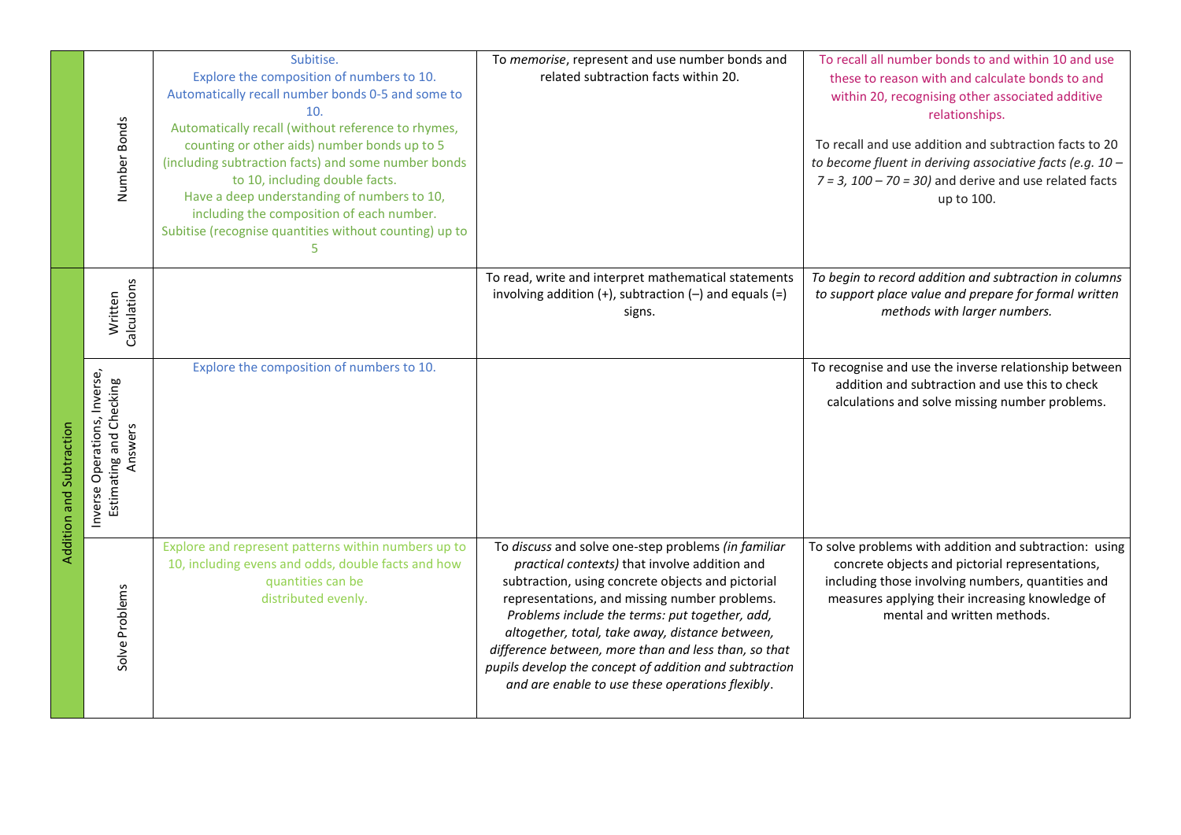|  |  |  |  |  |
|---|---|---|---|---|
|  | Number Bonds | Subitise.<br>Explore the composition of numbers to 10.<br>Automatically recall number bonds 0-5 and some to 10.<br>Automatically recall (without reference to rhymes, counting or other aids) number bonds up to 5 (including subtraction facts) and some number bonds to 10, including double facts.<br>Have a deep understanding of numbers to 10, including the composition of each number.<br>Subitise (recognise quantities without counting) up to 5 | To *memorise*, represent and use number bonds and related subtraction facts within 20. | To recall all number bonds to and within 10 and use these to reason with and calculate bonds to and within 20, recognising other associated additive relationships.<br><br>To recall and use addition and subtraction facts to 20 *to become fluent in deriving associative facts (e.g. 10 – 7 = 3, 100 – 70 = 30)* and derive and use related facts up to 100. |
| Addition and Subtraction | Written Calculations |  | To read, write and interpret mathematical statements involving addition (+), subtraction (–) and equals (=) signs. | *To begin to record addition and subtraction in columns to support place value and prepare for formal written methods with larger numbers.* |
|  | Inverse Operations, Inverse, Estimating and Checking Answers | Explore the composition of numbers to 10. |  | To recognise and use the inverse relationship between addition and subtraction and use this to check calculations and solve missing number problems. |
|  | Solve Problems | Explore and represent patterns within numbers up to 10, including evens and odds, double facts and how quantities can be distributed evenly. | To *discuss* and solve one-step problems *(in familiar practical contexts)* that involve addition and subtraction, using concrete objects and pictorial representations, and missing number problems. *Problems include the terms: put together, add, altogether, total, take away, distance between, difference between, more than and less than, so that pupils develop the concept of addition and subtraction and are enable to use these operations flexibly*. | To solve problems with addition and subtraction: using concrete objects and pictorial representations, including those involving numbers, quantities and measures applying their increasing knowledge of mental and written methods. |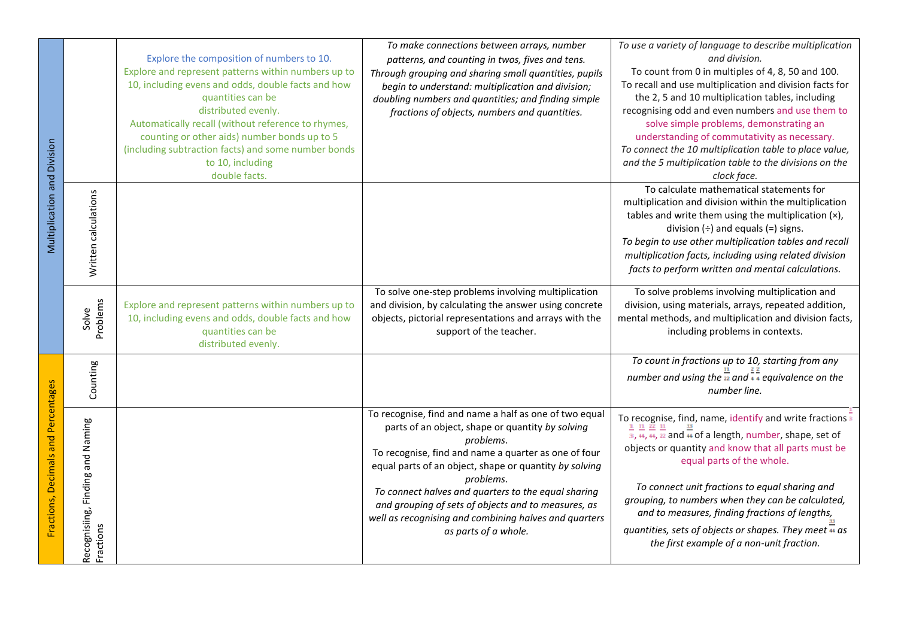| | | | | |
|---|---|---|---|---|
| Multiplication and Division | | Explore the composition of numbers to 10. Explore and represent patterns within numbers up to 10, including evens and odds, double facts and how quantities can be distributed evenly. Automatically recall (without reference to rhymes, counting or other aids) number bonds up to 5 (including subtraction facts) and some number bonds to 10, including double facts. | *To make connections between arrays, number patterns, and counting in twos, fives and tens. Through grouping and sharing small quantities, pupils begin to understand: multiplication and division; doubling numbers and quantities; and finding simple fractions of objects, numbers and quantities.* | *To use a variety of language to describe multiplication and division.* To count from 0 in multiples of 4, 8, 50 and 100. To recall and use multiplication and division facts for the 2, 5 and 10 multiplication tables, including recognising odd and even numbers and use them to solve simple problems, demonstrating an understanding of commutativity as necessary. *To connect the 10 multiplication table to place value, and the 5 multiplication table to the divisions on the clock face.* |
| | Written calculations | | | To calculate mathematical statements for multiplication and division within the multiplication tables and write them using the multiplication (×), division (÷) and equals (=) signs. *To begin to use other multiplication tables and recall multiplication facts, including using related division facts to perform written and mental calculations.* |
| | Solve Problems | Explore and represent patterns within numbers up to 10, including evens and odds, double facts and how quantities can be distributed evenly. | To solve one-step problems involving multiplication and division, by calculating the answer using concrete objects, pictorial representations and arrays with the support of the teacher. | To solve problems involving multiplication and division, using materials, arrays, repeated addition, mental methods, and multiplication and division facts, including problems in contexts. |
| Fractions, Decimals and Percentages | Counting | | | *To count in fractions up to 10, starting from any number and using the $\frac{1}{2}$ and $\frac{2}{4}$ equivalence on the number line.* |
| | Recognisiing, Finding and Naming Fractions | | To recognise, find and name a half as one of two equal parts of an object, shape or quantity *by solving problems*. To recognise, find and name a quarter as one of four equal parts of an object, shape or quantity *by solving problems*. *To connect halves and quarters to the equal sharing and grouping of sets of objects and to measures, as well as recognising and combining halves and quarters as parts of a whole.* | To recognise, find, name, identify and write fractions $\frac{1}{3}$, $\frac{1}{4}$, $\frac{2}{4}$, $\frac{3}{4}$ and $\frac{1}{2}$ of a length, number, shape, set of objects or quantity and know that all parts must be equal parts of the whole. *To connect unit fractions to equal sharing and grouping, to numbers when they can be calculated, and to measures, finding fractions of lengths, quantities, sets of objects or shapes. They meet $\frac{3}{4}$ as the first example of a non-unit fraction.* |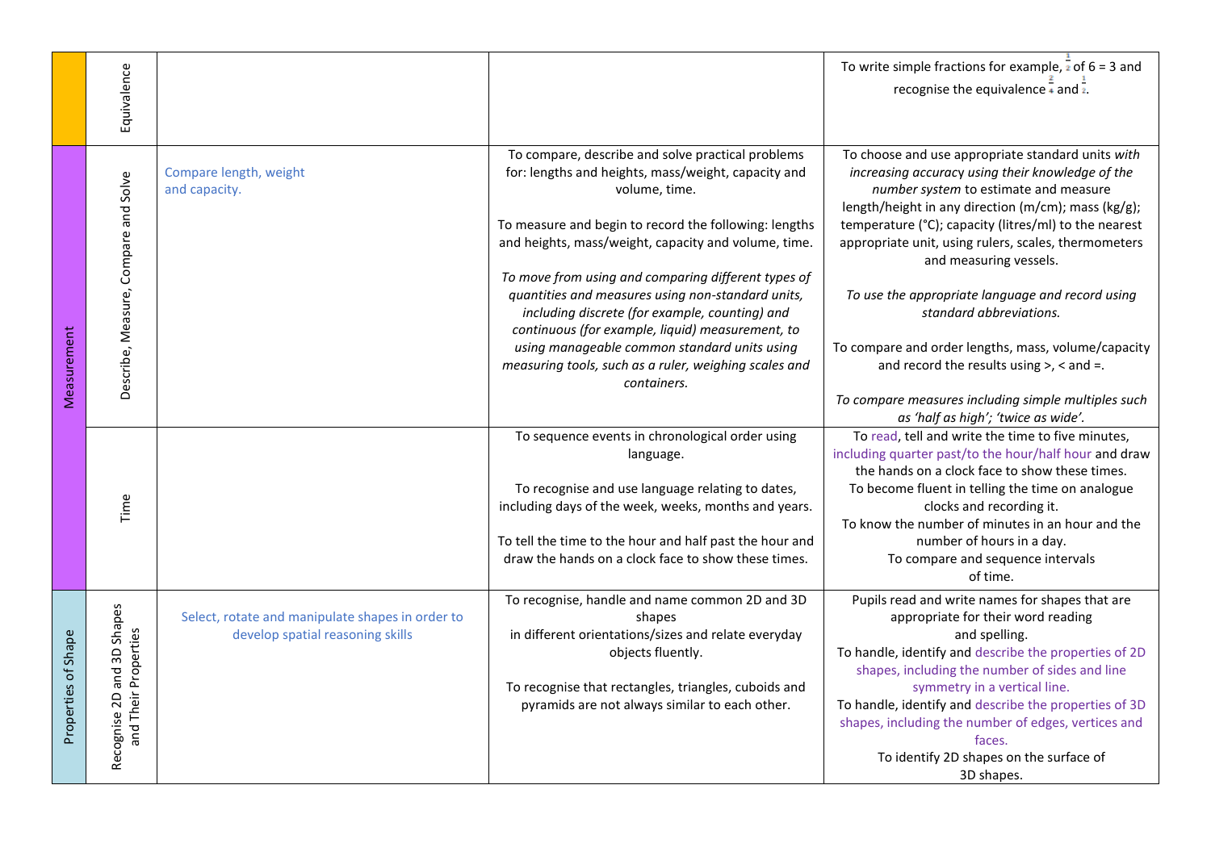| | | | | |
|---|---|---|---|---|
| | Equivalence | | | To write simple fractions for example, $\frac{1}{2}$ of 6 = 3 and recognise the equivalence $\frac{2}{4}$ and $\frac{1}{2}$. |
| Measurement | Describe, Measure, Compare and Solve | Compare length, weight and capacity. | To compare, describe and solve practical problems for: lengths and heights, mass/weight, capacity and volume, time.<br><br>To measure and begin to record the following: lengths and heights, mass/weight, capacity and volume, time.<br><br>*To move from using and comparing different types of quantities and measures using non-standard units, including discrete (for example, counting) and continuous (for example, liquid) measurement, to using manageable common standard units using measuring tools, such as a ruler, weighing scales and containers.* | To choose and use appropriate standard units *with increasing accuracy using their knowledge of the number system* to estimate and measure length/height in any direction (m/cm); mass (kg/g); temperature (°C); capacity (litres/ml) to the nearest appropriate unit, using rulers, scales, thermometers and measuring vessels.<br><br>*To use the appropriate language and record using standard abbreviations.*<br><br>To compare and order lengths, mass, volume/capacity and record the results using >, < and =.<br><br>*To compare measures including simple multiples such as 'half as high'; 'twice as wide'.* |
| | Time | | To sequence events in chronological order using language.<br><br>To recognise and use language relating to dates, including days of the week, weeks, months and years.<br><br>To tell the time to the hour and half past the hour and draw the hands on a clock face to show these times. | To read, tell and write the time to five minutes, including quarter past/to the hour/half hour and draw the hands on a clock face to show these times.<br>To become fluent in telling the time on analogue clocks and recording it.<br>To know the number of minutes in an hour and the number of hours in a day.<br>To compare and sequence intervals of time. |
| Properties of Shape | Recognise 2D and 3D Shapes and Their Properties | Select, rotate and manipulate shapes in order to develop spatial reasoning skills | To recognise, handle and name common 2D and 3D shapes in different orientations/sizes and relate everyday objects fluently.<br><br>To recognise that rectangles, triangles, cuboids and pyramids are not always similar to each other. | Pupils read and write names for shapes that are appropriate for their word reading and spelling.<br>To handle, identify and describe the properties of 2D shapes, including the number of sides and line symmetry in a vertical line.<br>To handle, identify and describe the properties of 3D shapes, including the number of edges, vertices and faces.<br>To identify 2D shapes on the surface of 3D shapes. |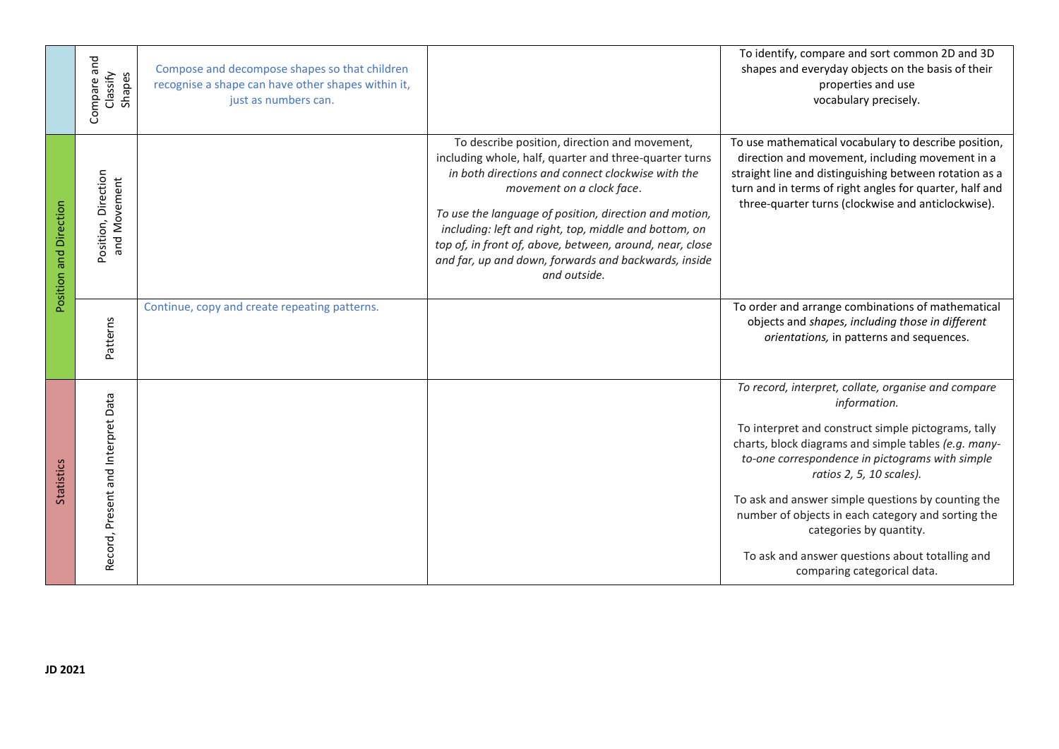| | | | | |
|---|---|---|---|---|
| | Compare and Classify Shapes | Compose and decompose shapes so that children recognise a shape can have other shapes within it, just as numbers can. | | To identify, compare and sort common 2D and 3D shapes and everyday objects on the basis of their properties and use vocabulary precisely. |
| Position and Direction | Position, Direction and Movement | | To describe position, direction and movement, including whole, half, quarter and three-quarter turns *in both directions and connect clockwise with the movement on a clock face*.<br><br>*To use the language of position, direction and motion, including: left and right, top, middle and bottom, on top of, in front of, above, between, around, near, close and far, up and down, forwards and backwards, inside and outside.* | To use mathematical vocabulary to describe position, direction and movement, including movement in a straight line and distinguishing between rotation as a turn and in terms of right angles for quarter, half and three-quarter turns (clockwise and anticlockwise). |
| | Patterns | Continue, copy and create repeating patterns. | | To order and arrange combinations of mathematical objects and *shapes, including those in different orientations,* in patterns and sequences. |
| Statistics | Record, Present and Interpret Data | | | *To record, interpret, collate, organise and compare information.*<br><br>To interpret and construct simple pictograms, tally charts, block diagrams and simple tables *(e.g. many-to-one correspondence in pictograms with simple ratios 2, 5, 10 scales).*<br><br>To ask and answer simple questions by counting the number of objects in each category and sorting the categories by quantity.<br><br>To ask and answer questions about totalling and comparing categorical data. |

**JD 2021**